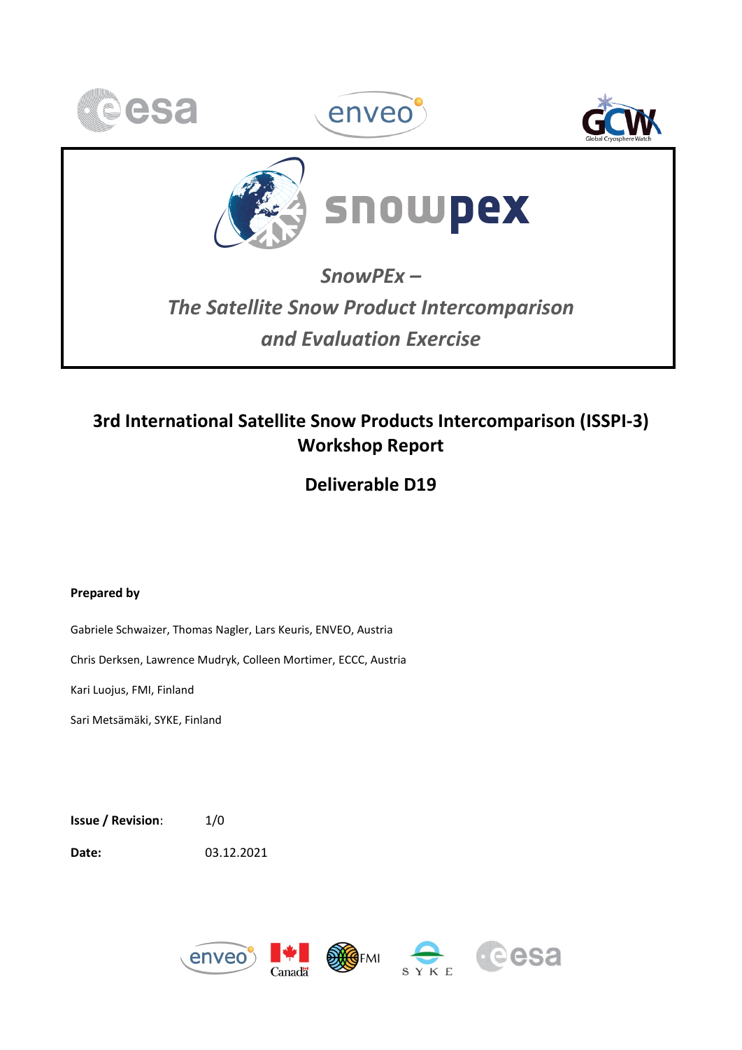# SnowPEx –

## The Satellite Snow Product Intercomparison and Evaluation Exercise

# 3rd International Satellite Snow Products Intercomparison (ISSPI-3) Workshop Report

## Deliverable D19

**Prepared by**

Gabriele Schwaizer, Thomas Nagler, Lars Keuris, ENVEO, Austria

Chris Derksen, Lawrence Mudryk, Colleen Mortimer, ECCC, Austria

Kari Luojus, FMI, Finland

Sari Metsämäki, SYKE, Finland

**Issue / Revision**: 1/0

**Date:** 03.12.2021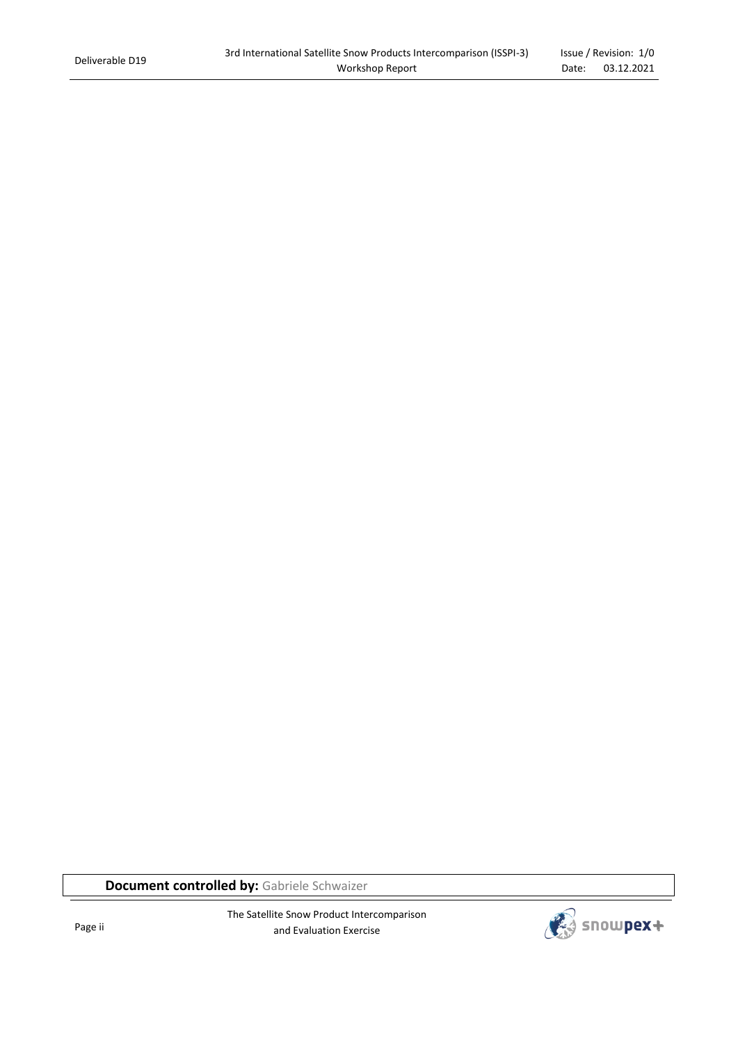**Document controlled by:** Gabriele Schwaizer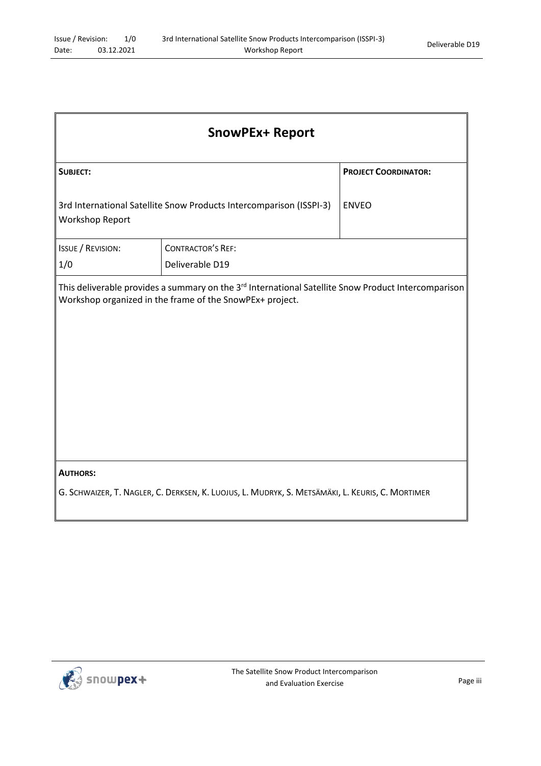# SnowPEx+ Report

| **SUBJECT:** | | **PROJECT COORDINATOR:** |
|---|---|---|
| 3rd International Satellite Snow Products Intercomparison (ISSPI-3) Workshop Report | | ENVEO |
| ISSUE / REVISION: 1/0 | CONTRACTOR'S REF: Deliverable D19 | |

This deliverable provides a summary on the 3rd International Satellite Snow Product Intercomparison Workshop organized in the frame of the SnowPEx+ project.

**AUTHORS:**

G. SCHWAIZER, T. NAGLER, C. DERKSEN, K. LUOJUS, L. MUDRYK, S. METSÄMÄKI, L. KEURIS, C. MORTIMER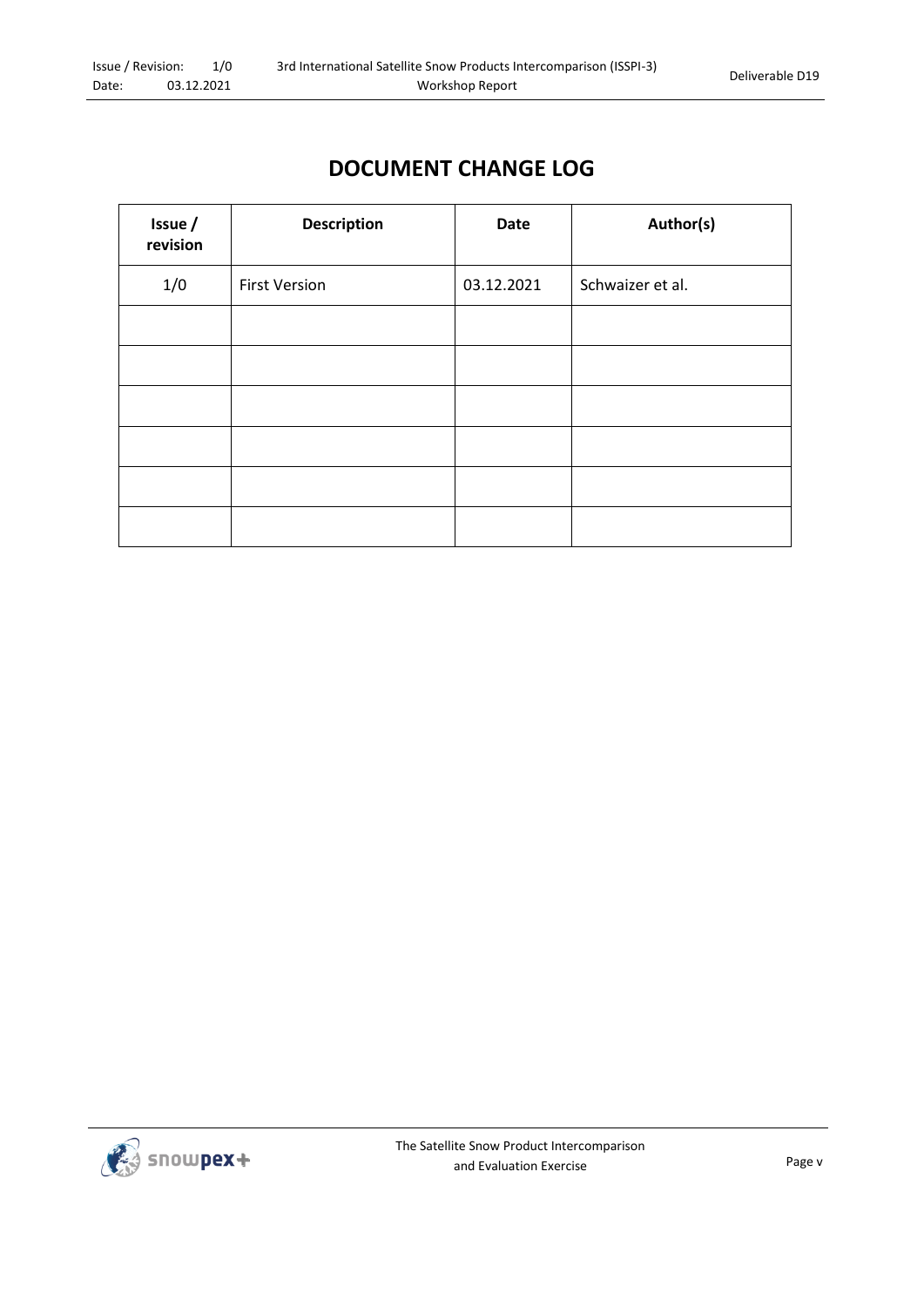# DOCUMENT CHANGE LOG

| Issue / revision | Description | Date | Author(s) |
|---|---|---|---|
| 1/0 | First Version | 03.12.2021 | Schwaizer et al. |
| | | | |
| | | | |
| | | | |
| | | | |
| | | | |
| | | | |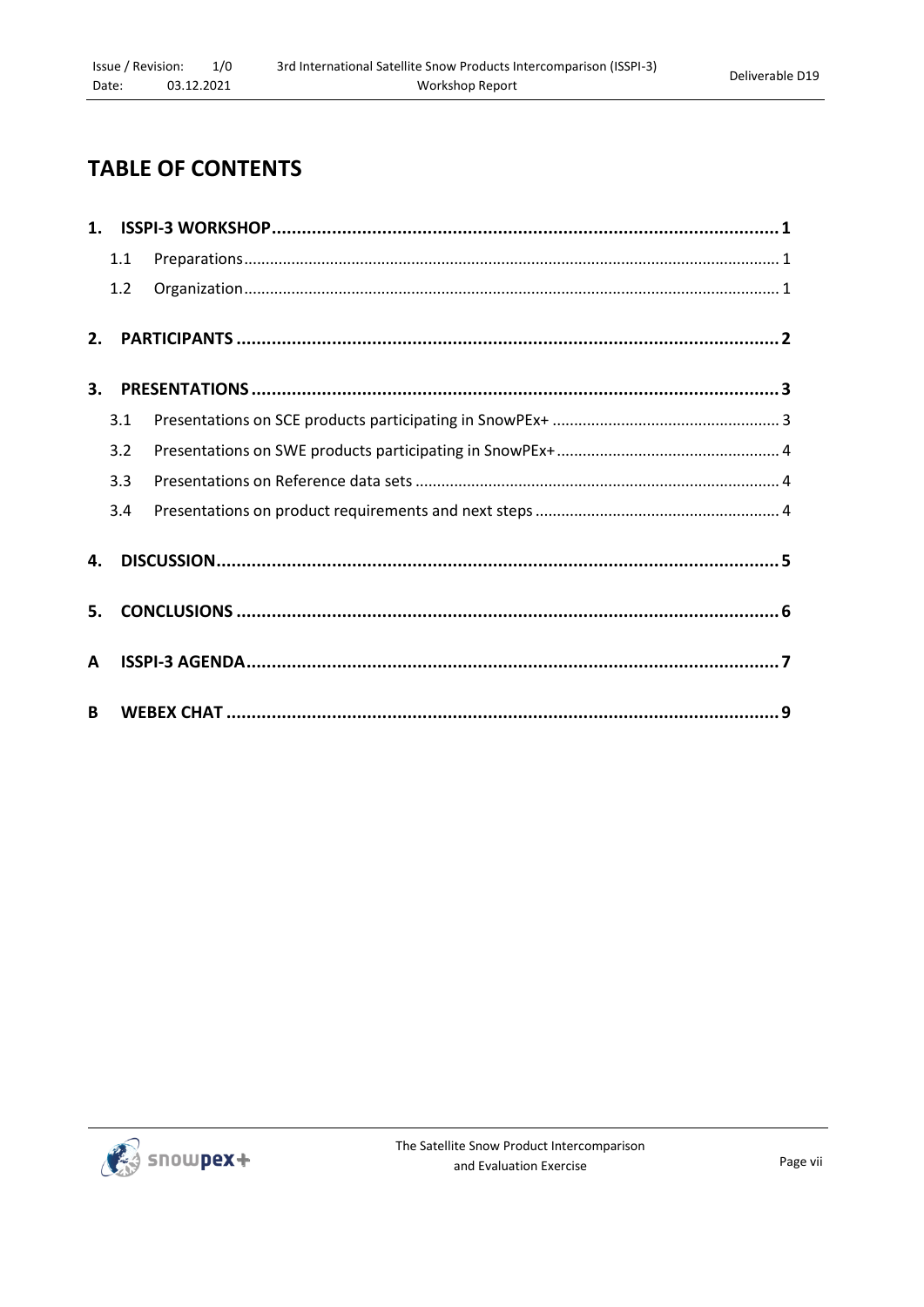# TABLE OF CONTENTS

**1. ISSPI-3 WORKSHOP ..... 1**

- 1.1 Preparations ..... 1
- 1.2 Organization ..... 1

**2. PARTICIPANTS ..... 2**

**3. PRESENTATIONS ..... 3**

- 3.1 Presentations on SCE products participating in SnowPEx+ ..... 3
- 3.2 Presentations on SWE products participating in SnowPEx+ ..... 4
- 3.3 Presentations on Reference data sets ..... 4
- 3.4 Presentations on product requirements and next steps ..... 4

**4. DISCUSSION ..... 5**

**5. CONCLUSIONS ..... 6**

**A ISSPI-3 AGENDA ..... 7**

**B WEBEX CHAT ..... 9**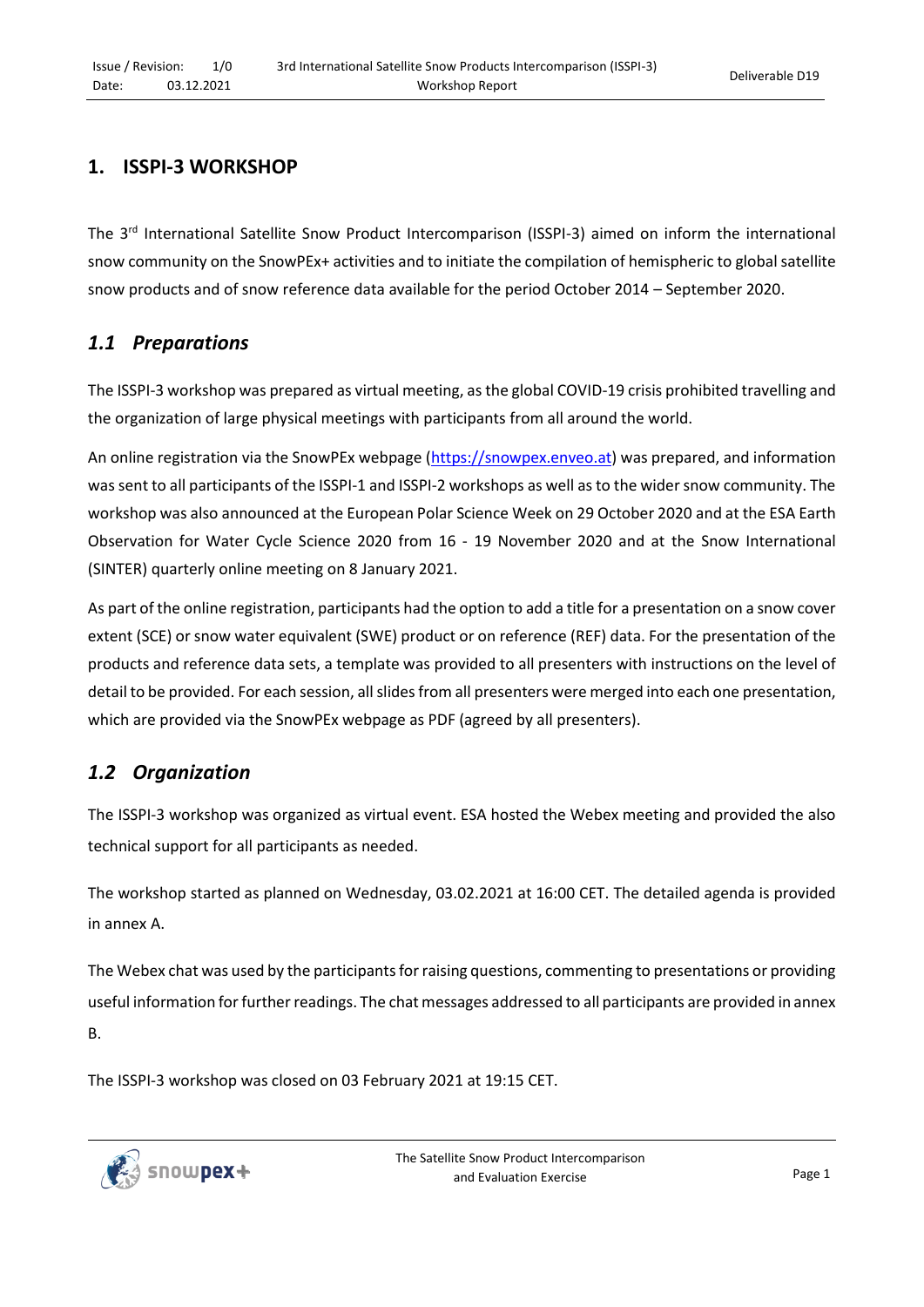# 1. ISSPI-3 WORKSHOP

The 3rd International Satellite Snow Product Intercomparison (ISSPI-3) aimed on inform the international snow community on the SnowPEx+ activities and to initiate the compilation of hemispheric to global satellite snow products and of snow reference data available for the period October 2014 – September 2020.

## *1.1 Preparations*

The ISSPI-3 workshop was prepared as virtual meeting, as the global COVID-19 crisis prohibited travelling and the organization of large physical meetings with participants from all around the world.

An online registration via the SnowPEx webpage (https://snowpex.enveo.at) was prepared, and information was sent to all participants of the ISSPI-1 and ISSPI-2 workshops as well as to the wider snow community. The workshop was also announced at the European Polar Science Week on 29 October 2020 and at the ESA Earth Observation for Water Cycle Science 2020 from 16 - 19 November 2020 and at the Snow International (SINTER) quarterly online meeting on 8 January 2021.

As part of the online registration, participants had the option to add a title for a presentation on a snow cover extent (SCE) or snow water equivalent (SWE) product or on reference (REF) data. For the presentation of the products and reference data sets, a template was provided to all presenters with instructions on the level of detail to be provided. For each session, all slides from all presenters were merged into each one presentation, which are provided via the SnowPEx webpage as PDF (agreed by all presenters).

## *1.2 Organization*

The ISSPI-3 workshop was organized as virtual event. ESA hosted the Webex meeting and provided the also technical support for all participants as needed.

The workshop started as planned on Wednesday, 03.02.2021 at 16:00 CET. The detailed agenda is provided in annex A.

The Webex chat was used by the participants for raising questions, commenting to presentations or providing useful information for further readings. The chat messages addressed to all participants are provided in annex B.

The ISSPI-3 workshop was closed on 03 February 2021 at 19:15 CET.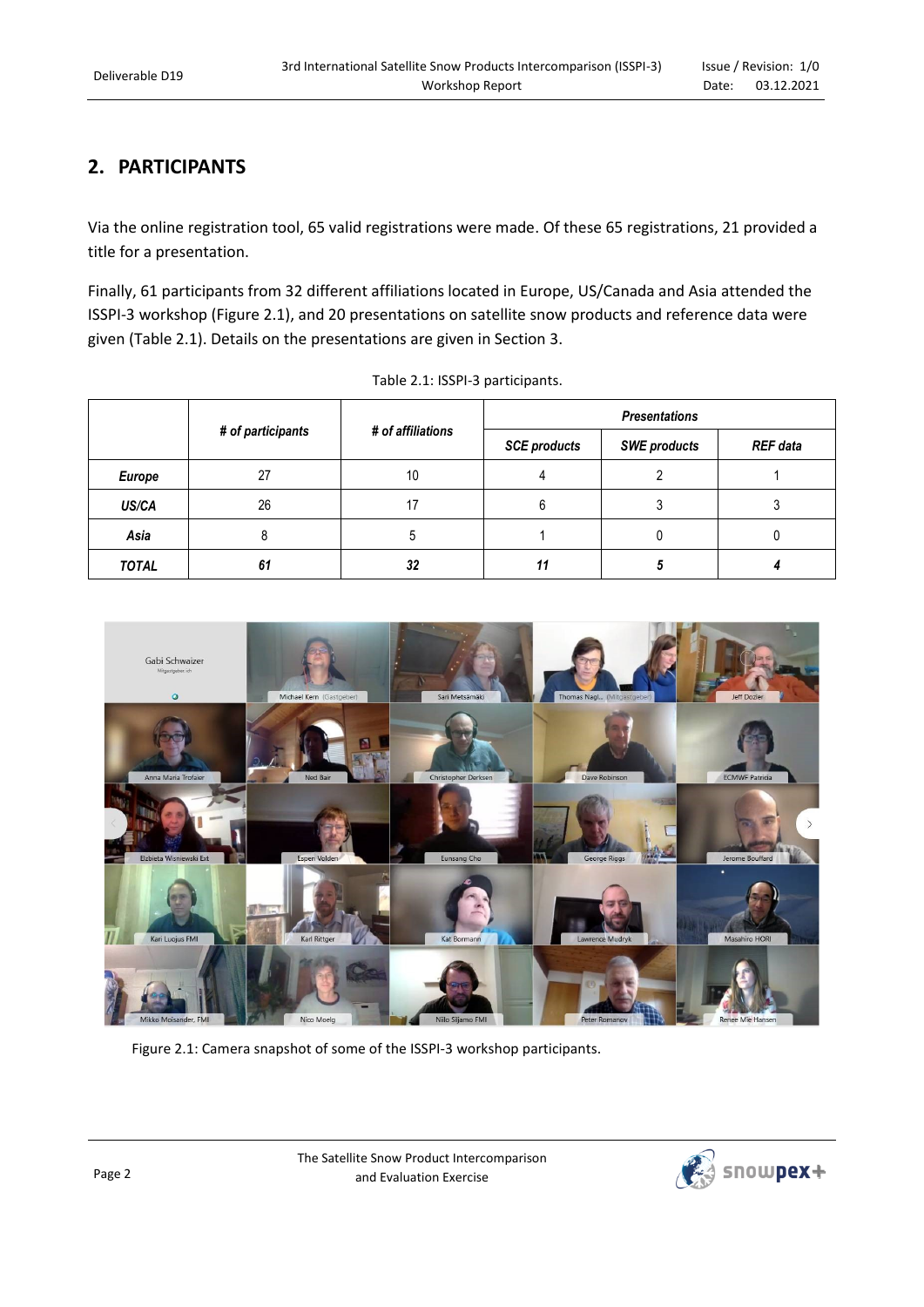## 2. PARTICIPANTS

Via the online registration tool, 65 valid registrations were made. Of these 65 registrations, 21 provided a title for a presentation.

Finally, 61 participants from 32 different affiliations located in Europe, US/Canada and Asia attended the ISSPI-3 workshop (Figure 2.1), and 20 presentations on satellite snow products and reference data were given (Table 2.1). Details on the presentations are given in Section 3.

Table 2.1: ISSPI-3 participants.

| | *# of participants* | *# of affiliations* | *Presentations* | | |
|---|---|---|---|---|---|
| | | | *SCE products* | *SWE products* | *REF data* |
| ***Europe*** | 27 | 10 | 4 | 2 | 1 |
| ***US/CA*** | 26 | 17 | 6 | 3 | 3 |
| ***Asia*** | 8 | 5 | 1 | 0 | 0 |
| ***TOTAL*** | ***61*** | ***32*** | ***11*** | ***5*** | ***4*** |

Figure 2.1: Camera snapshot of some of the ISSPI-3 workshop participants.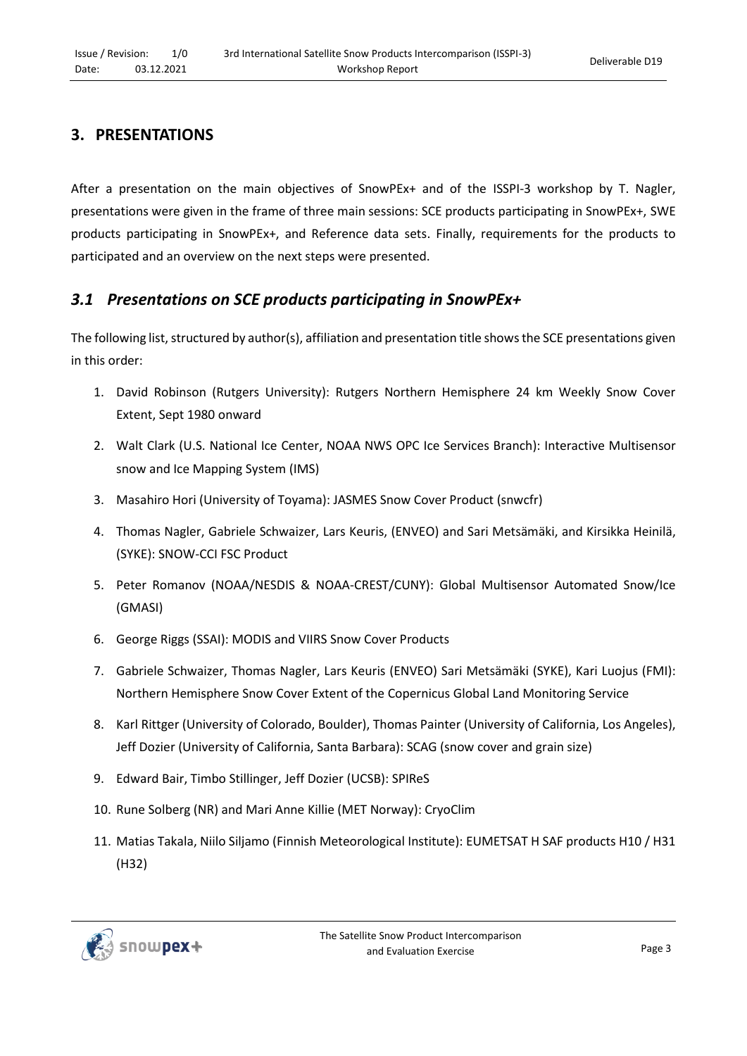## 3. PRESENTATIONS

After a presentation on the main objectives of SnowPEx+ and of the ISSPI-3 workshop by T. Nagler, presentations were given in the frame of three main sessions: SCE products participating in SnowPEx+, SWE products participating in SnowPEx+, and Reference data sets. Finally, requirements for the products to participated and an overview on the next steps were presented.

### *3.1 Presentations on SCE products participating in SnowPEx+*

The following list, structured by author(s), affiliation and presentation title shows the SCE presentations given in this order:

1. David Robinson (Rutgers University): Rutgers Northern Hemisphere 24 km Weekly Snow Cover Extent, Sept 1980 onward
2. Walt Clark (U.S. National Ice Center, NOAA NWS OPC Ice Services Branch): Interactive Multisensor snow and Ice Mapping System (IMS)
3. Masahiro Hori (University of Toyama): JASMES Snow Cover Product (snwcfr)
4. Thomas Nagler, Gabriele Schwaizer, Lars Keuris, (ENVEO) and Sari Metsämäki, and Kirsikka Heinilä, (SYKE): SNOW-CCI FSC Product
5. Peter Romanov (NOAA/NESDIS & NOAA-CREST/CUNY): Global Multisensor Automated Snow/Ice (GMASI)
6. George Riggs (SSAI): MODIS and VIIRS Snow Cover Products
7. Gabriele Schwaizer, Thomas Nagler, Lars Keuris (ENVEO) Sari Metsämäki (SYKE), Kari Luojus (FMI): Northern Hemisphere Snow Cover Extent of the Copernicus Global Land Monitoring Service
8. Karl Rittger (University of Colorado, Boulder), Thomas Painter (University of California, Los Angeles), Jeff Dozier (University of California, Santa Barbara): SCAG (snow cover and grain size)
9. Edward Bair, Timbo Stillinger, Jeff Dozier (UCSB): SPIReS
10. Rune Solberg (NR) and Mari Anne Killie (MET Norway): CryoClim
11. Matias Takala, Niilo Siljamo (Finnish Meteorological Institute): EUMETSAT H SAF products H10 / H31 (H32)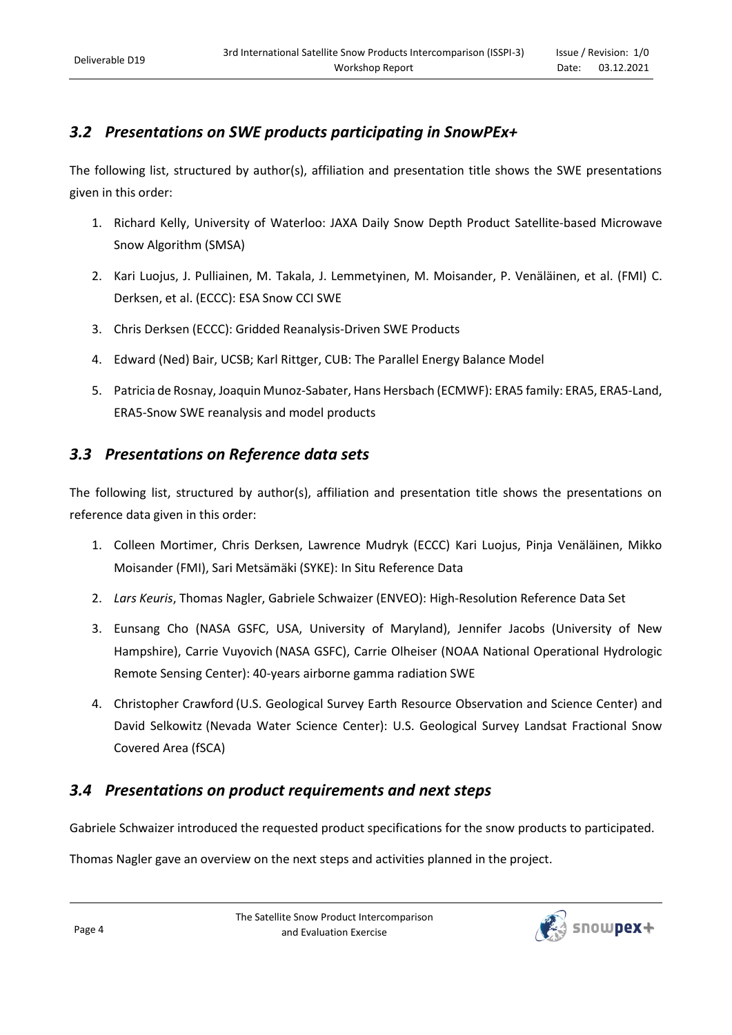## *3.2 Presentations on SWE products participating in SnowPEx+*

The following list, structured by author(s), affiliation and presentation title shows the SWE presentations given in this order:

1. Richard Kelly, University of Waterloo: JAXA Daily Snow Depth Product Satellite-based Microwave Snow Algorithm (SMSA)
2. Kari Luojus, J. Pulliainen, M. Takala, J. Lemmetyinen, M. Moisander, P. Venäläinen, et al. (FMI) C. Derksen, et al. (ECCC): ESA Snow CCI SWE
3. Chris Derksen (ECCC): Gridded Reanalysis-Driven SWE Products
4. Edward (Ned) Bair, UCSB; Karl Rittger, CUB: The Parallel Energy Balance Model
5. Patricia de Rosnay, Joaquin Munoz-Sabater, Hans Hersbach (ECMWF): ERA5 family: ERA5, ERA5-Land, ERA5-Snow SWE reanalysis and model products

## *3.3 Presentations on Reference data sets*

The following list, structured by author(s), affiliation and presentation title shows the presentations on reference data given in this order:

1. Colleen Mortimer, Chris Derksen, Lawrence Mudryk (ECCC) Kari Luojus, Pinja Venäläinen, Mikko Moisander (FMI), Sari Metsämäki (SYKE): In Situ Reference Data
2. *Lars Keuris*, Thomas Nagler, Gabriele Schwaizer (ENVEO): High-Resolution Reference Data Set
3. Eunsang Cho (NASA GSFC, USA, University of Maryland), Jennifer Jacobs (University of New Hampshire), Carrie Vuyovich (NASA GSFC), Carrie Olheiser (NOAA National Operational Hydrologic Remote Sensing Center): 40-years airborne gamma radiation SWE
4. Christopher Crawford (U.S. Geological Survey Earth Resource Observation and Science Center) and David Selkowitz (Nevada Water Science Center): U.S. Geological Survey Landsat Fractional Snow Covered Area (fSCA)

## *3.4 Presentations on product requirements and next steps*

Gabriele Schwaizer introduced the requested product specifications for the snow products to participated.

Thomas Nagler gave an overview on the next steps and activities planned in the project.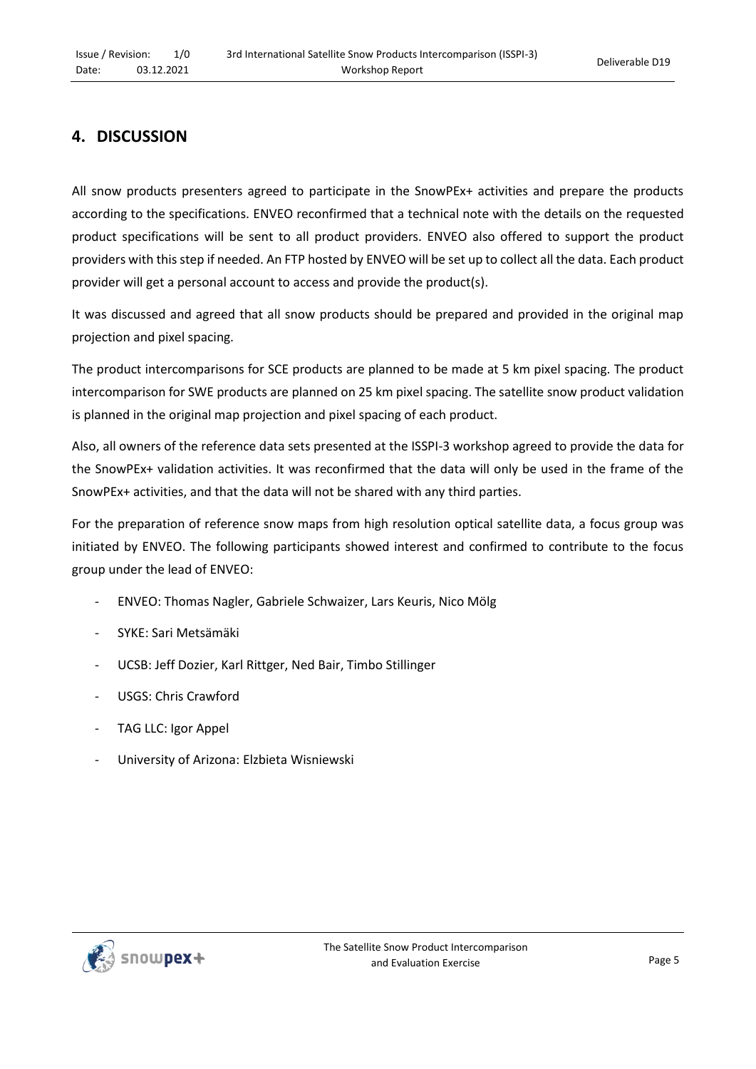## 4. DISCUSSION

All snow products presenters agreed to participate in the SnowPEx+ activities and prepare the products according to the specifications. ENVEO reconfirmed that a technical note with the details on the requested product specifications will be sent to all product providers. ENVEO also offered to support the product providers with this step if needed. An FTP hosted by ENVEO will be set up to collect all the data. Each product provider will get a personal account to access and provide the product(s).

It was discussed and agreed that all snow products should be prepared and provided in the original map projection and pixel spacing.

The product intercomparisons for SCE products are planned to be made at 5 km pixel spacing. The product intercomparison for SWE products are planned on 25 km pixel spacing. The satellite snow product validation is planned in the original map projection and pixel spacing of each product.

Also, all owners of the reference data sets presented at the ISSPI-3 workshop agreed to provide the data for the SnowPEx+ validation activities. It was reconfirmed that the data will only be used in the frame of the SnowPEx+ activities, and that the data will not be shared with any third parties.

For the preparation of reference snow maps from high resolution optical satellite data, a focus group was initiated by ENVEO. The following participants showed interest and confirmed to contribute to the focus group under the lead of ENVEO:

- ENVEO: Thomas Nagler, Gabriele Schwaizer, Lars Keuris, Nico Mölg
- SYKE: Sari Metsämäki
- UCSB: Jeff Dozier, Karl Rittger, Ned Bair, Timbo Stillinger
- USGS: Chris Crawford
- TAG LLC: Igor Appel
- University of Arizona: Elzbieta Wisniewski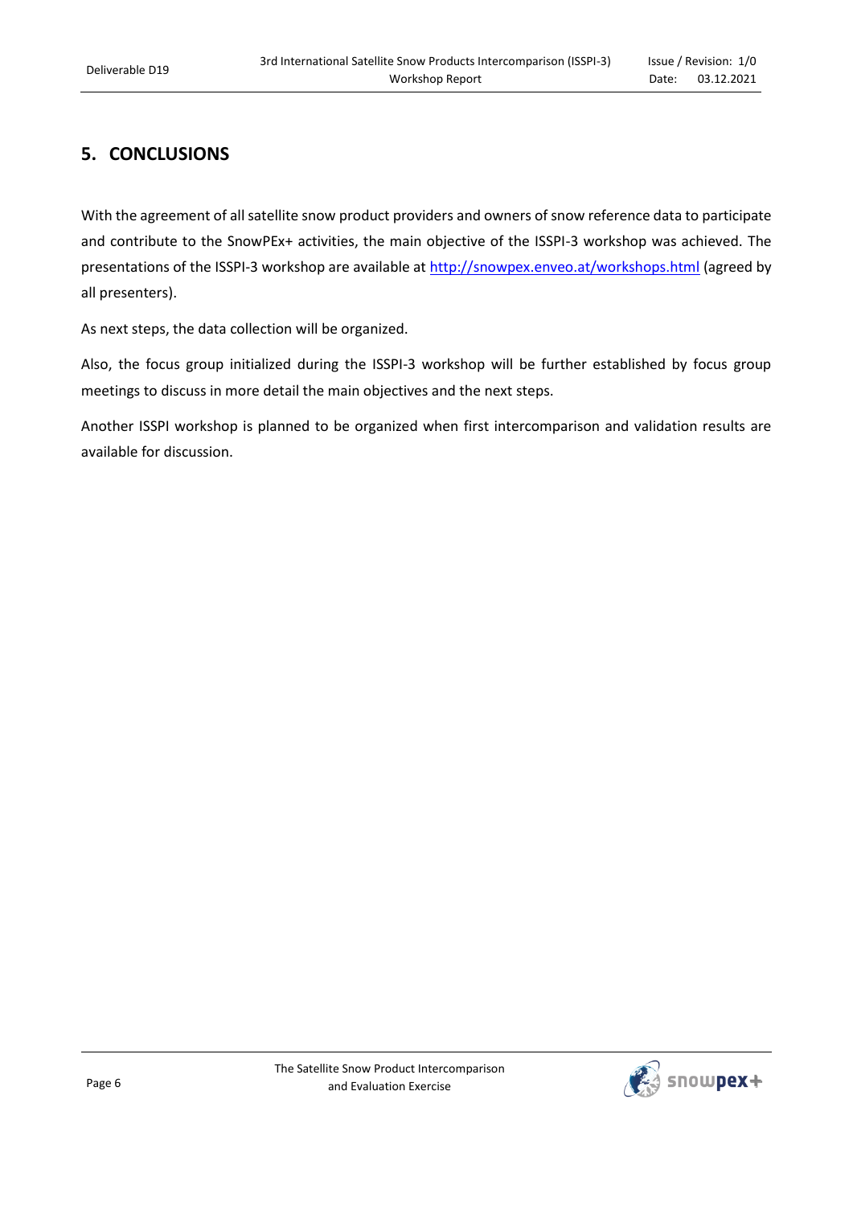## 5. CONCLUSIONS

With the agreement of all satellite snow product providers and owners of snow reference data to participate and contribute to the SnowPEx+ activities, the main objective of the ISSPI-3 workshop was achieved. The presentations of the ISSPI-3 workshop are available at http://snowpex.enveo.at/workshops.html (agreed by all presenters).

As next steps, the data collection will be organized.

Also, the focus group initialized during the ISSPI-3 workshop will be further established by focus group meetings to discuss in more detail the main objectives and the next steps.

Another ISSPI workshop is planned to be organized when first intercomparison and validation results are available for discussion.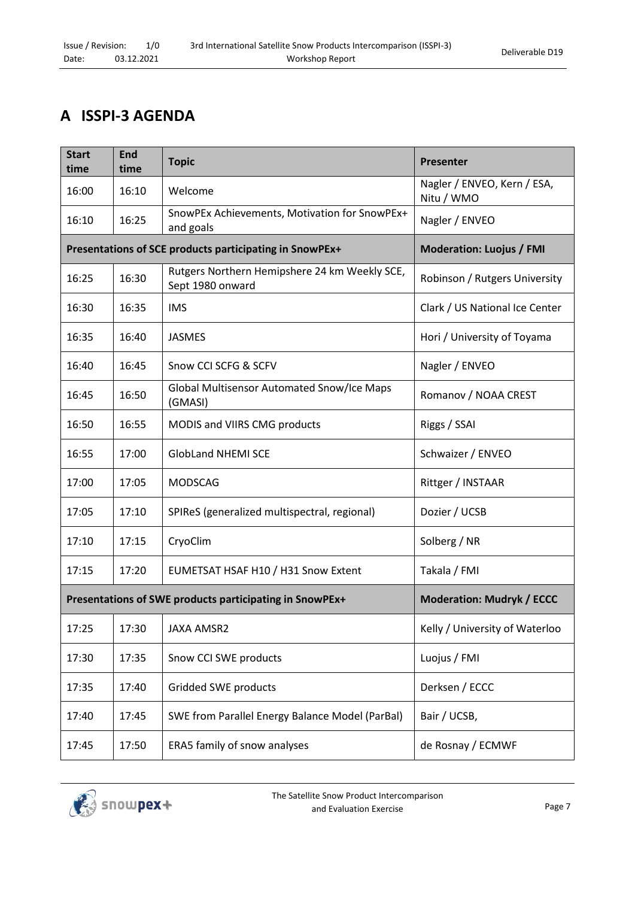# A ISSPI-3 AGENDA

| Start time | End time | Topic | Presenter |
|---|---|---|---|
| 16:00 | 16:10 | Welcome | Nagler / ENVEO, Kern / ESA, Nitu / WMO |
| 16:10 | 16:25 | SnowPEx Achievements, Motivation for SnowPEx+ and goals | Nagler / ENVEO |
| **Presentations of SCE products participating in SnowPEx+** | | | **Moderation: Luojus / FMI** |
| 16:25 | 16:30 | Rutgers Northern Hemipshere 24 km Weekly SCE, Sept 1980 onward | Robinson / Rutgers University |
| 16:30 | 16:35 | IMS | Clark / US National Ice Center |
| 16:35 | 16:40 | JASMES | Hori / University of Toyama |
| 16:40 | 16:45 | Snow CCI SCFG & SCFV | Nagler / ENVEO |
| 16:45 | 16:50 | Global Multisensor Automated Snow/Ice Maps (GMASI) | Romanov / NOAA CREST |
| 16:50 | 16:55 | MODIS and VIIRS CMG products | Riggs / SSAI |
| 16:55 | 17:00 | GlobLand NHEMI SCE | Schwaizer / ENVEO |
| 17:00 | 17:05 | MODSCAG | Rittger / INSTAAR |
| 17:05 | 17:10 | SPIReS (generalized multispectral, regional) | Dozier / UCSB |
| 17:10 | 17:15 | CryoClim | Solberg / NR |
| 17:15 | 17:20 | EUMETSAT HSAF H10 / H31 Snow Extent | Takala / FMI |
| **Presentations of SWE products participating in SnowPEx+** | | | **Moderation: Mudryk / ECCC** |
| 17:25 | 17:30 | JAXA AMSR2 | Kelly / University of Waterloo |
| 17:30 | 17:35 | Snow CCI SWE products | Luojus / FMI |
| 17:35 | 17:40 | Gridded SWE products | Derksen / ECCC |
| 17:40 | 17:45 | SWE from Parallel Energy Balance Model (ParBal) | Bair / UCSB, |
| 17:45 | 17:50 | ERA5 family of snow analyses | de Rosnay / ECMWF |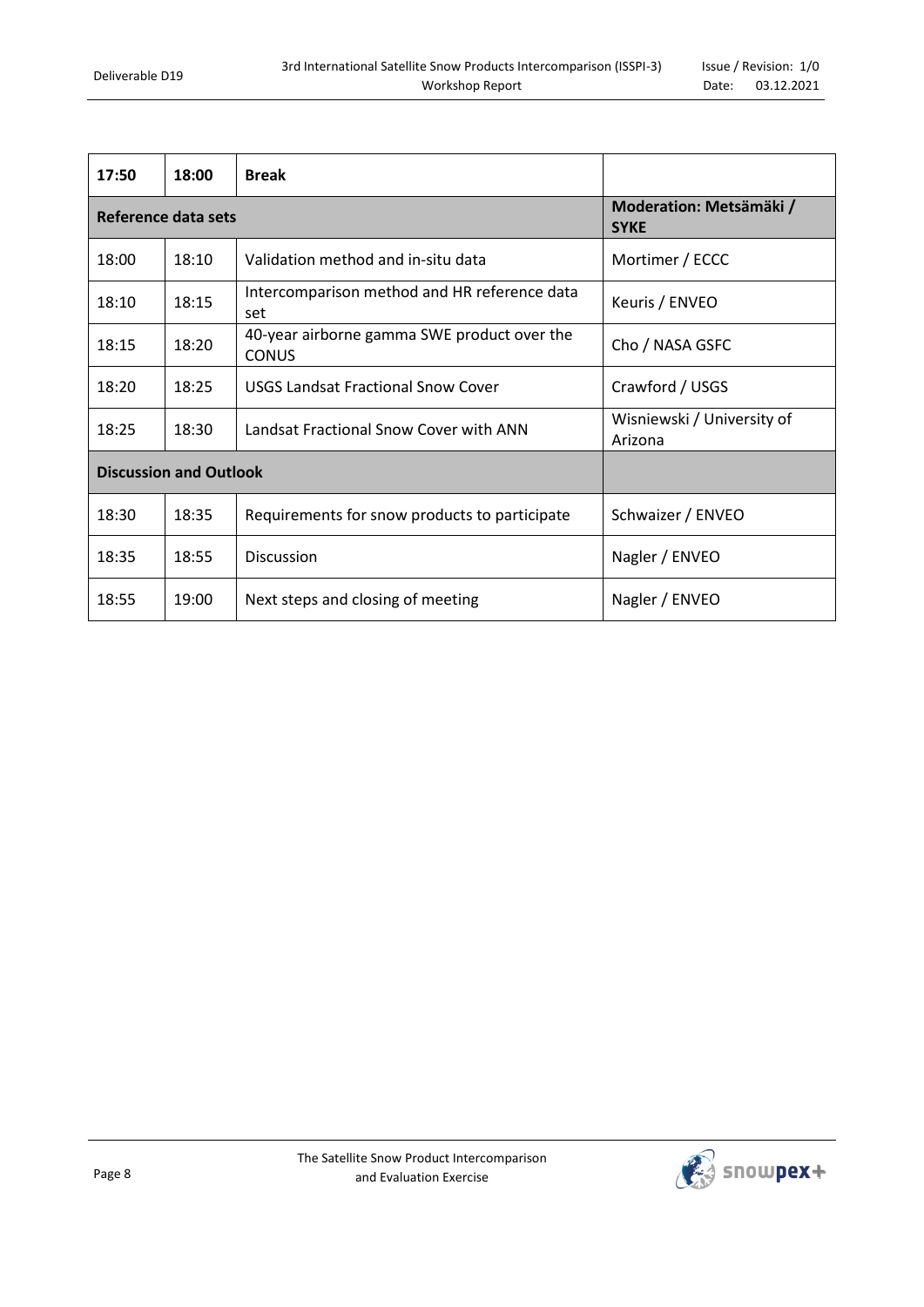| 17:50 | 18:00 | **Break** | |
|---|---|---|---|
| **Reference data sets** | | | **Moderation: Metsämäki / SYKE** |
| 18:00 | 18:10 | Validation method and in-situ data | Mortimer / ECCC |
| 18:10 | 18:15 | Intercomparison method and HR reference data set | Keuris / ENVEO |
| 18:15 | 18:20 | 40-year airborne gamma SWE product over the CONUS | Cho / NASA GSFC |
| 18:20 | 18:25 | USGS Landsat Fractional Snow Cover | Crawford / USGS |
| 18:25 | 18:30 | Landsat Fractional Snow Cover with ANN | Wisniewski / University of Arizona |
| **Discussion and Outlook** | | | |
| 18:30 | 18:35 | Requirements for snow products to participate | Schwaizer / ENVEO |
| 18:35 | 18:55 | Discussion | Nagler / ENVEO |
| 18:55 | 19:00 | Next steps and closing of meeting | Nagler / ENVEO |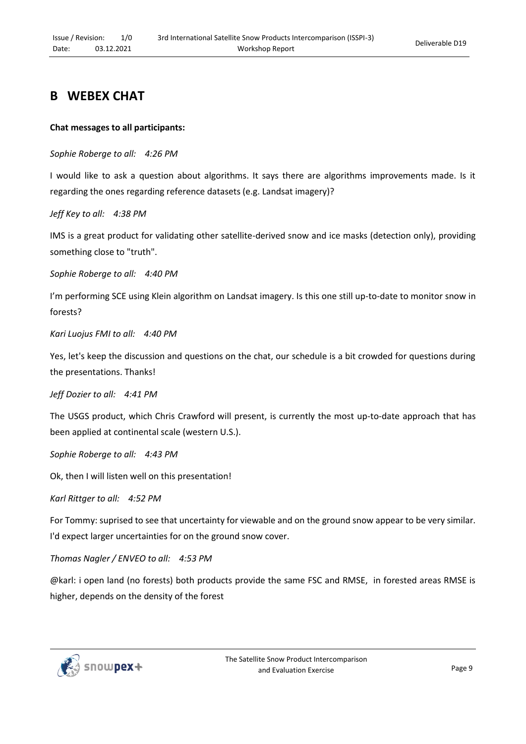# B WEBEX CHAT

**Chat messages to all participants:**

*Sophie Roberge to all: 4:26 PM*

I would like to ask a question about algorithms. It says there are algorithms improvements made. Is it regarding the ones regarding reference datasets (e.g. Landsat imagery)?

*Jeff Key to all: 4:38 PM*

IMS is a great product for validating other satellite-derived snow and ice masks (detection only), providing something close to "truth".

*Sophie Roberge to all: 4:40 PM*

I'm performing SCE using Klein algorithm on Landsat imagery. Is this one still up-to-date to monitor snow in forests?

*Kari Luojus FMI to all: 4:40 PM*

Yes, let's keep the discussion and questions on the chat, our schedule is a bit crowded for questions during the presentations. Thanks!

*Jeff Dozier to all: 4:41 PM*

The USGS product, which Chris Crawford will present, is currently the most up-to-date approach that has been applied at continental scale (western U.S.).

*Sophie Roberge to all: 4:43 PM*

Ok, then I will listen well on this presentation!

*Karl Rittger to all: 4:52 PM*

For Tommy: suprised to see that uncertainty for viewable and on the ground snow appear to be very similar. I'd expect larger uncertainties for on the ground snow cover.

*Thomas Nagler / ENVEO to all: 4:53 PM*

@karl: i open land (no forests) both products provide the same FSC and RMSE, in forested areas RMSE is higher, depends on the density of the forest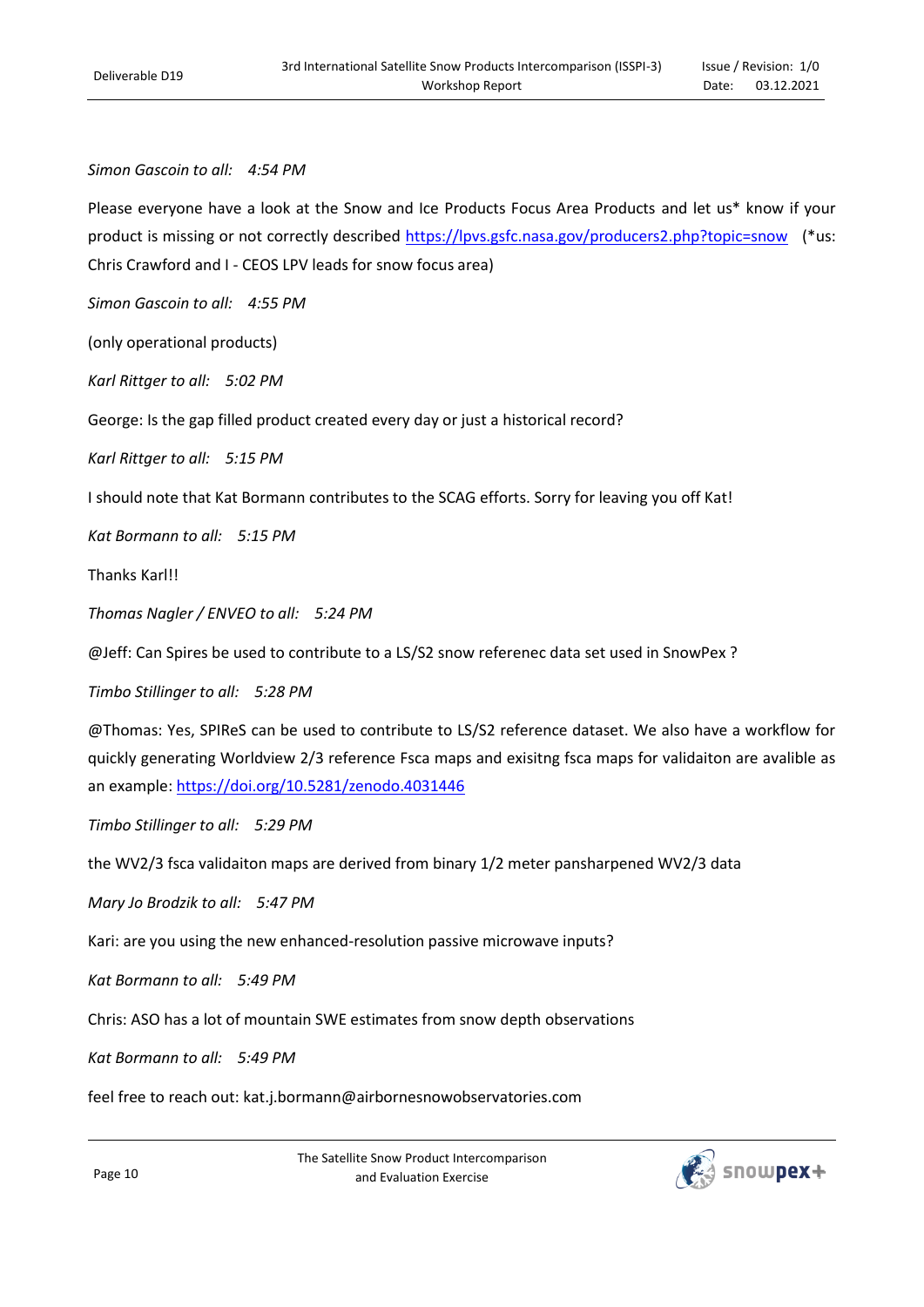*Simon Gascoin to all:    4:54 PM*

Please everyone have a look at the Snow and Ice Products Focus Area Products and let us* know if your product is missing or not correctly described https://lpvs.gsfc.nasa.gov/producers2.php?topic=snow (*us: Chris Crawford and I - CEOS LPV leads for snow focus area)

*Simon Gascoin to all:    4:55 PM*

(only operational products)

*Karl Rittger to all:    5:02 PM*

George: Is the gap filled product created every day or just a historical record?

*Karl Rittger to all:    5:15 PM*

I should note that Kat Bormann contributes to the SCAG efforts. Sorry for leaving you off Kat!

*Kat Bormann to all:    5:15 PM*

Thanks Karl!!

*Thomas Nagler / ENVEO to all:    5:24 PM*

@Jeff: Can Spires be used to contribute to a LS/S2 snow referenec data set used in SnowPex ?

*Timbo Stillinger to all:    5:28 PM*

@Thomas: Yes, SPIReS can be used to contribute to LS/S2 reference dataset. We also have a workflow for quickly generating Worldview 2/3 reference Fsca maps and exisitng fsca maps for validaiton are avalible as an example: https://doi.org/10.5281/zenodo.4031446

*Timbo Stillinger to all:    5:29 PM*

the WV2/3 fsca validaiton maps are derived from binary 1/2 meter pansharpened WV2/3 data

*Mary Jo Brodzik to all:    5:47 PM*

Kari: are you using the new enhanced-resolution passive microwave inputs?

*Kat Bormann to all:    5:49 PM*

Chris: ASO has a lot of mountain SWE estimates from snow depth observations

*Kat Bormann to all:    5:49 PM*

feel free to reach out: kat.j.bormann@airbornesnowobservatories.com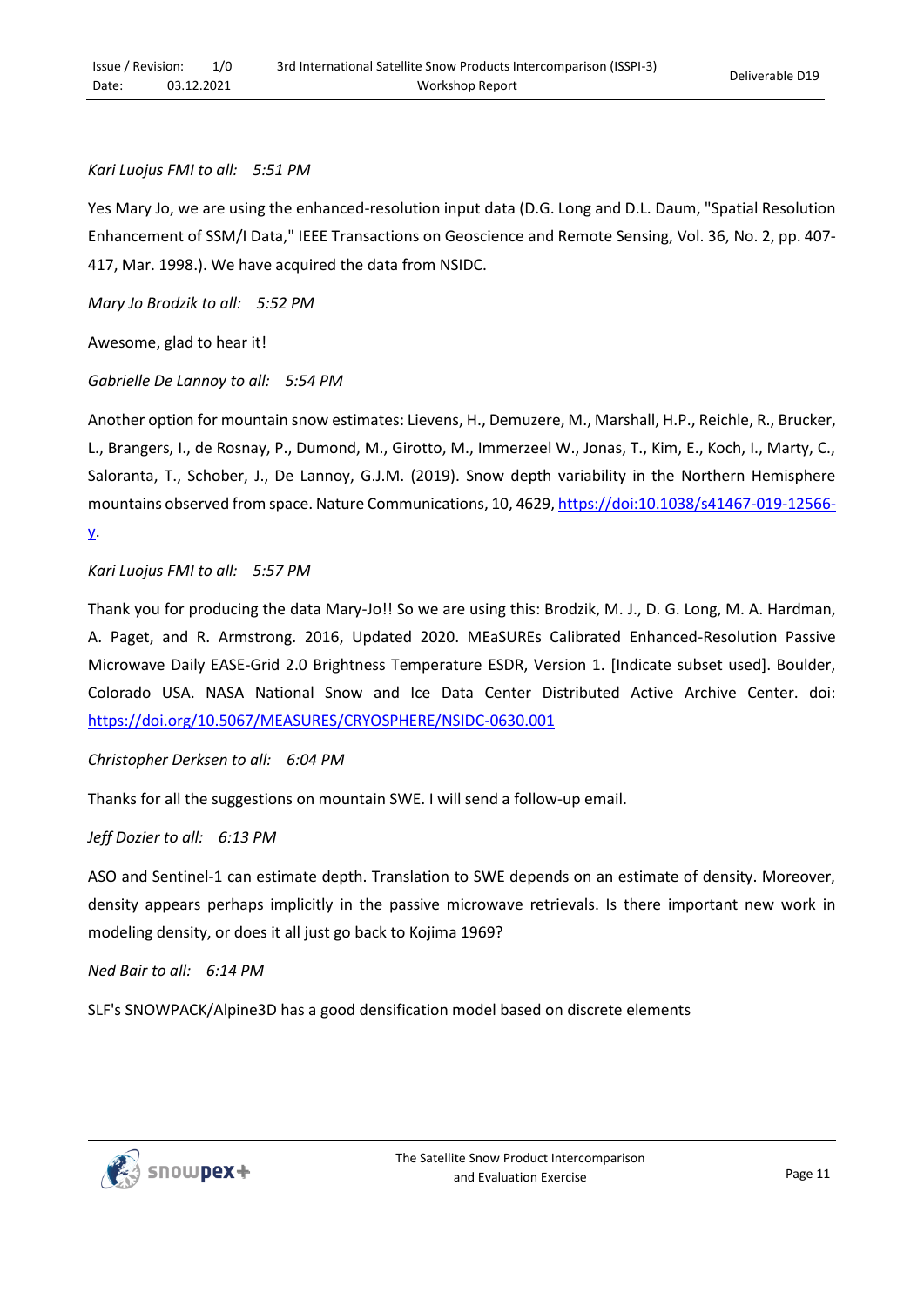*Kari Luojus FMI to all: 5:51 PM*

Yes Mary Jo, we are using the enhanced-resolution input data (D.G. Long and D.L. Daum, "Spatial Resolution Enhancement of SSM/I Data," IEEE Transactions on Geoscience and Remote Sensing, Vol. 36, No. 2, pp. 407-417, Mar. 1998.). We have acquired the data from NSIDC.

*Mary Jo Brodzik to all: 5:52 PM*

Awesome, glad to hear it!

*Gabrielle De Lannoy to all: 5:54 PM*

Another option for mountain snow estimates: Lievens, H., Demuzere, M., Marshall, H.P., Reichle, R., Brucker, L., Brangers, I., de Rosnay, P., Dumond, M., Girotto, M., Immerzeel W., Jonas, T., Kim, E., Koch, I., Marty, C., Saloranta, T., Schober, J., De Lannoy, G.J.M. (2019). Snow depth variability in the Northern Hemisphere mountains observed from space. Nature Communications, 10, 4629, [https://doi:10.1038/s41467-019-12566-y](https://doi:10.1038/s41467-019-12566-y).

*Kari Luojus FMI to all: 5:57 PM*

Thank you for producing the data Mary-Jo!! So we are using this: Brodzik, M. J., D. G. Long, M. A. Hardman, A. Paget, and R. Armstrong. 2016, Updated 2020. MEaSUREs Calibrated Enhanced-Resolution Passive Microwave Daily EASE-Grid 2.0 Brightness Temperature ESDR, Version 1. [Indicate subset used]. Boulder, Colorado USA. NASA National Snow and Ice Data Center Distributed Active Archive Center. doi: [https://doi.org/10.5067/MEASURES/CRYOSPHERE/NSIDC-0630.001](https://doi.org/10.5067/MEASURES/CRYOSPHERE/NSIDC-0630.001)

*Christopher Derksen to all: 6:04 PM*

Thanks for all the suggestions on mountain SWE. I will send a follow-up email.

*Jeff Dozier to all: 6:13 PM*

ASO and Sentinel-1 can estimate depth. Translation to SWE depends on an estimate of density. Moreover, density appears perhaps implicitly in the passive microwave retrievals. Is there important new work in modeling density, or does it all just go back to Kojima 1969?

*Ned Bair to all: 6:14 PM*

SLF's SNOWPACK/Alpine3D has a good densification model based on discrete elements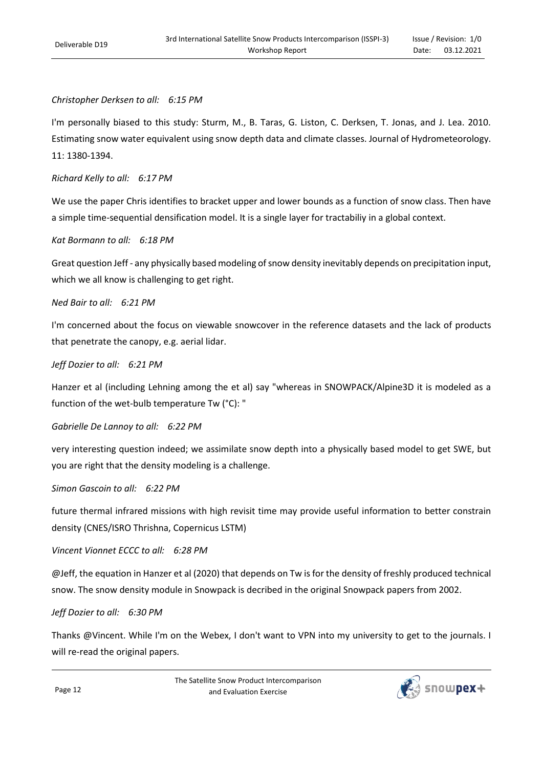*Christopher Derksen to all: 6:15 PM*

I'm personally biased to this study: Sturm, M., B. Taras, G. Liston, C. Derksen, T. Jonas, and J. Lea. 2010. Estimating snow water equivalent using snow depth data and climate classes. Journal of Hydrometeorology. 11: 1380-1394.

*Richard Kelly to all: 6:17 PM*

We use the paper Chris identifies to bracket upper and lower bounds as a function of snow class. Then have a simple time-sequential densification model. It is a single layer for tractabiliy in a global context.

*Kat Bormann to all: 6:18 PM*

Great question Jeff - any physically based modeling of snow density inevitably depends on precipitation input, which we all know is challenging to get right.

*Ned Bair to all: 6:21 PM*

I'm concerned about the focus on viewable snowcover in the reference datasets and the lack of products that penetrate the canopy, e.g. aerial lidar.

*Jeff Dozier to all: 6:21 PM*

Hanzer et al (including Lehning among the et al) say "whereas in SNOWPACK/Alpine3D it is modeled as a function of the wet-bulb temperature Tw (°C): "

*Gabrielle De Lannoy to all: 6:22 PM*

very interesting question indeed; we assimilate snow depth into a physically based model to get SWE, but you are right that the density modeling is a challenge.

*Simon Gascoin to all: 6:22 PM*

future thermal infrared missions with high revisit time may provide useful information to better constrain density (CNES/ISRO Thrishna, Copernicus LSTM)

*Vincent Vionnet ECCC to all: 6:28 PM*

@Jeff, the equation in Hanzer et al (2020) that depends on Tw is for the density of freshly produced technical snow. The snow density module in Snowpack is decribed in the original Snowpack papers from 2002.

*Jeff Dozier to all: 6:30 PM*

Thanks @Vincent. While I'm on the Webex, I don't want to VPN into my university to get to the journals. I will re-read the original papers.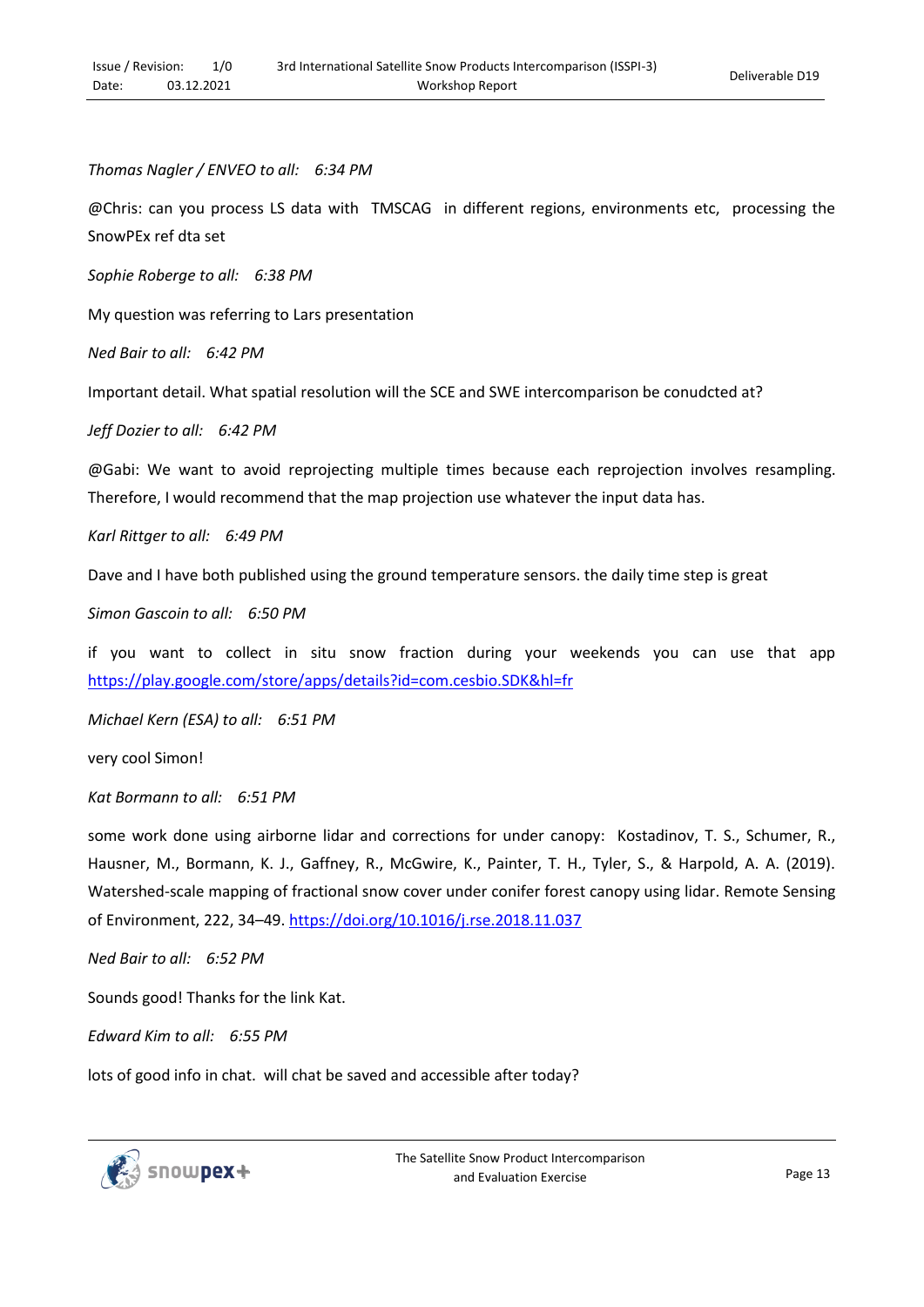*Thomas Nagler / ENVEO to all:    6:34 PM*

@Chris: can you process LS data with  TMSCAG  in different regions, environments etc,  processing the SnowPEx ref dta set

*Sophie Roberge to all:    6:38 PM*

My question was referring to Lars presentation

*Ned Bair to all:    6:42 PM*

Important detail. What spatial resolution will the SCE and SWE intercomparison be conudcted at?

*Jeff Dozier to all:    6:42 PM*

@Gabi: We want to avoid reprojecting multiple times because each reprojection involves resampling. Therefore, I would recommend that the map projection use whatever the input data has.

*Karl Rittger to all:    6:49 PM*

Dave and I have both published using the ground temperature sensors. the daily time step is great

*Simon Gascoin to all:    6:50 PM*

if you want to collect in situ snow fraction during your weekends you can use that app https://play.google.com/store/apps/details?id=com.cesbio.SDK&hl=fr

*Michael Kern (ESA) to all:    6:51 PM*

very cool Simon!

*Kat Bormann to all:    6:51 PM*

some work done using airborne lidar and corrections for under canopy:  Kostadinov, T. S., Schumer, R., Hausner, M., Bormann, K. J., Gaffney, R., McGwire, K., Painter, T. H., Tyler, S., & Harpold, A. A. (2019). Watershed-scale mapping of fractional snow cover under conifer forest canopy using lidar. Remote Sensing of Environment, 222, 34–49. https://doi.org/10.1016/j.rse.2018.11.037

*Ned Bair to all:    6:52 PM*

Sounds good! Thanks for the link Kat.

*Edward Kim to all:    6:55 PM*

lots of good info in chat.  will chat be saved and accessible after today?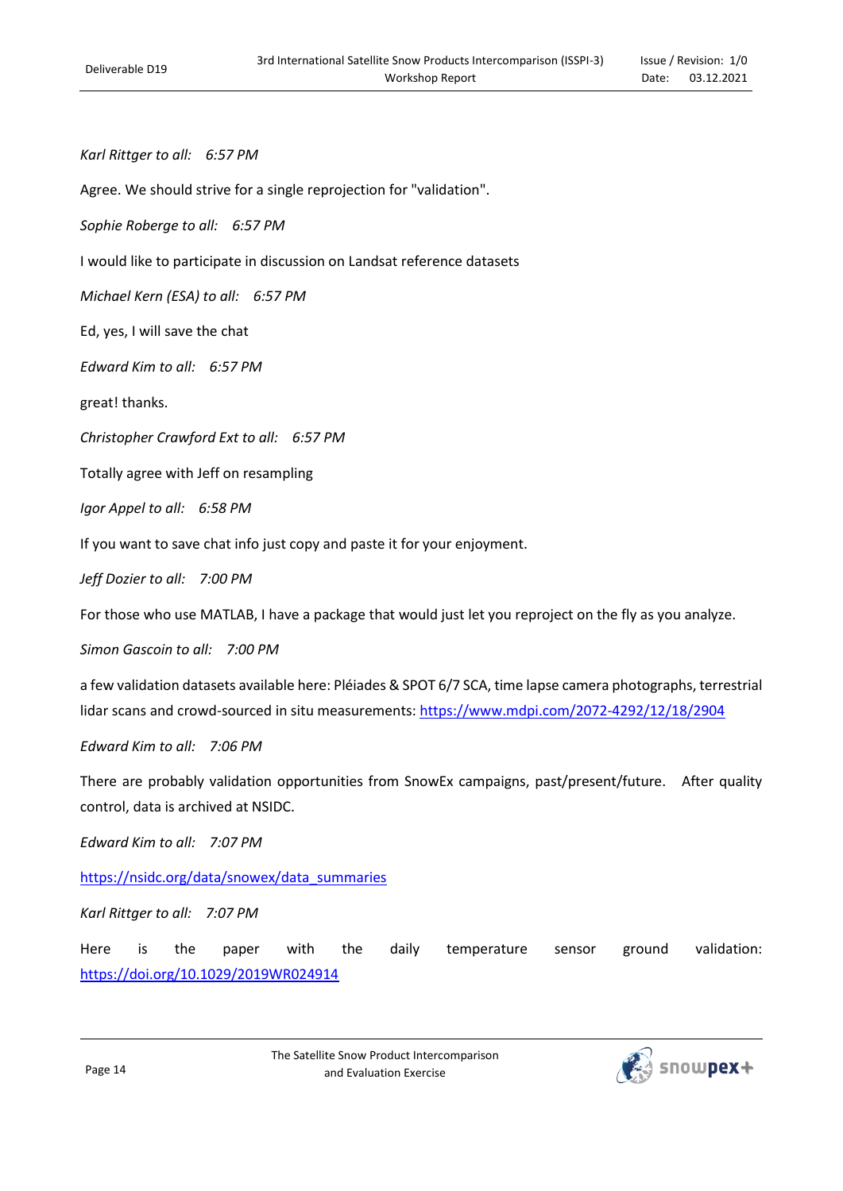*Karl Rittger to all:    6:57 PM*

Agree. We should strive for a single reprojection for "validation".

*Sophie Roberge to all:    6:57 PM*

I would like to participate in discussion on Landsat reference datasets

*Michael Kern (ESA) to all:    6:57 PM*

Ed, yes, I will save the chat

*Edward Kim to all:    6:57 PM*

great! thanks.

*Christopher Crawford Ext to all:    6:57 PM*

Totally agree with Jeff on resampling

*Igor Appel to all:    6:58 PM*

If you want to save chat info just copy and paste it for your enjoyment.

*Jeff Dozier to all:    7:00 PM*

For those who use MATLAB, I have a package that would just let you reproject on the fly as you analyze.

*Simon Gascoin to all:    7:00 PM*

a few validation datasets available here: Pléiades & SPOT 6/7 SCA, time lapse camera photographs, terrestrial lidar scans and crowd-sourced in situ measurements: https://www.mdpi.com/2072-4292/12/18/2904

*Edward Kim to all:    7:06 PM*

There are probably validation opportunities from SnowEx campaigns, past/present/future.   After quality control, data is archived at NSIDC.

*Edward Kim to all:    7:07 PM*

https://nsidc.org/data/snowex/data_summaries

*Karl Rittger to all:    7:07 PM*

Here is the paper with the daily temperature sensor ground validation: https://doi.org/10.1029/2019WR024914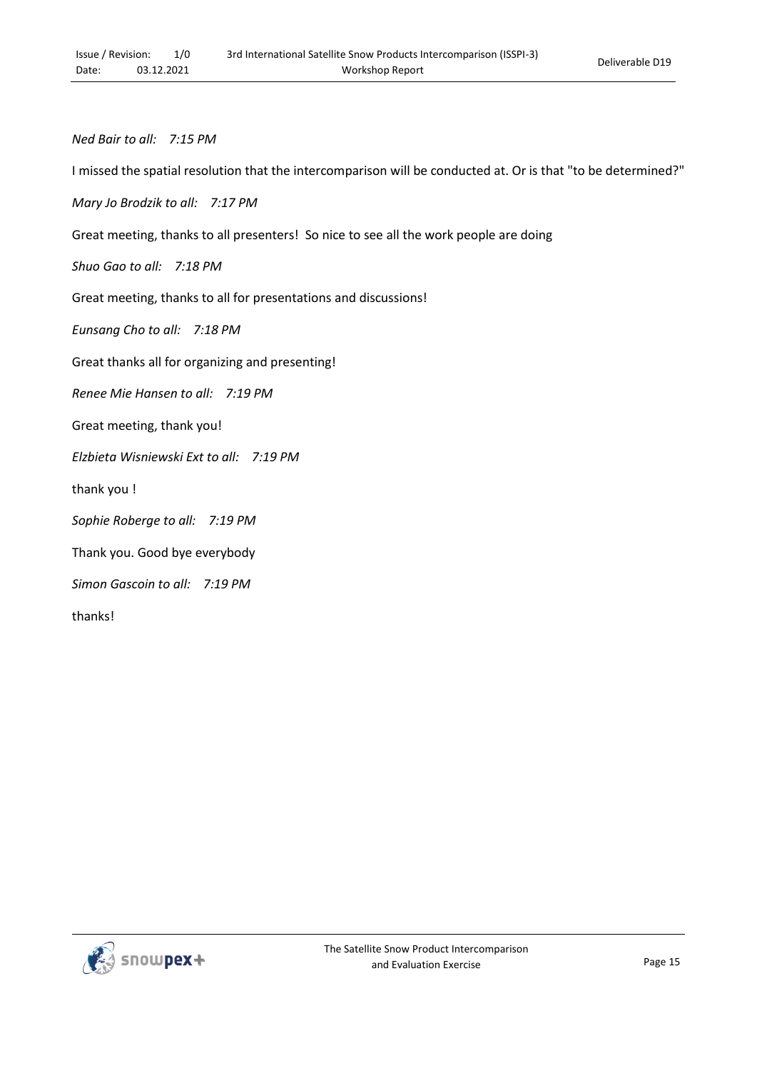*Ned Bair to all: 7:15 PM*

I missed the spatial resolution that the intercomparison will be conducted at. Or is that "to be determined?"

*Mary Jo Brodzik to all: 7:17 PM*

Great meeting, thanks to all presenters! So nice to see all the work people are doing

*Shuo Gao to all: 7:18 PM*

Great meeting, thanks to all for presentations and discussions!

*Eunsang Cho to all: 7:18 PM*

Great thanks all for organizing and presenting!

*Renee Mie Hansen to all: 7:19 PM*

Great meeting, thank you!

*Elzbieta Wisniewski Ext to all: 7:19 PM*

thank you !

*Sophie Roberge to all: 7:19 PM*

Thank you. Good bye everybody

*Simon Gascoin to all: 7:19 PM*

thanks!